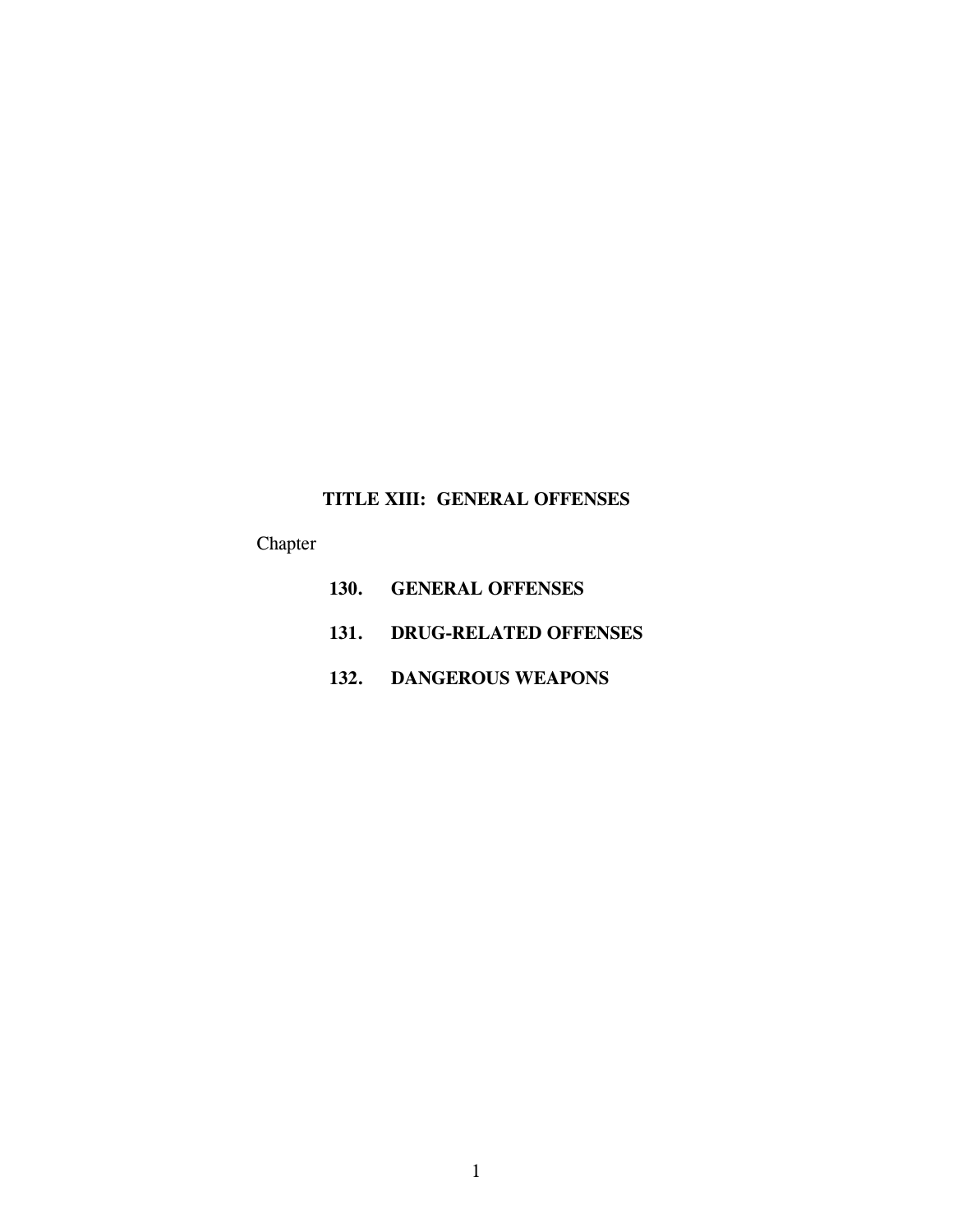# TITLE XIII: GENERAL OFFENSES

Chapter

**130. GENERAL OFFENSES**

**131. DRUG-RELATED OFFENSES**

**132. DANGEROUS WEAPONS**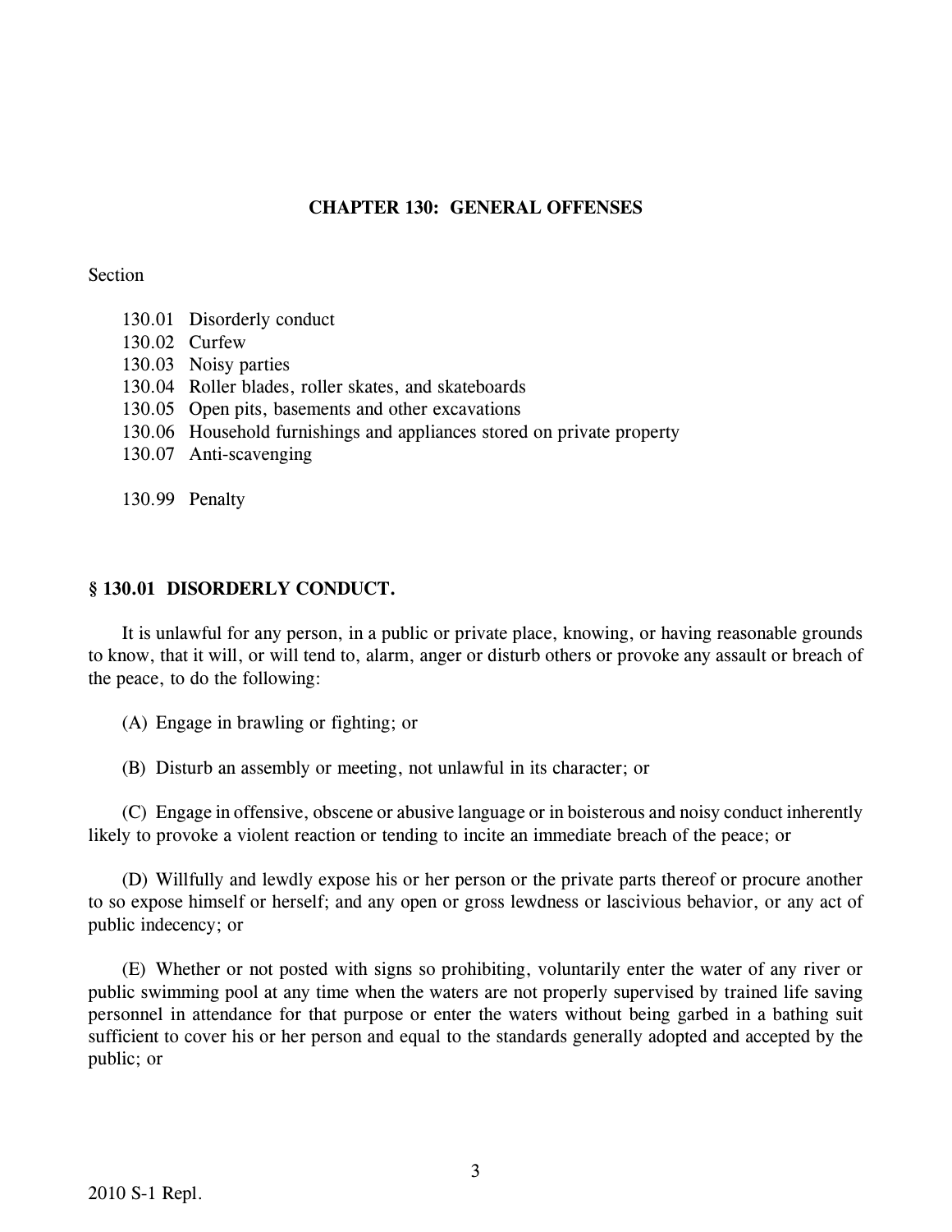# CHAPTER 130: GENERAL OFFENSES

Section

130.01 Disorderly conduct
130.02 Curfew
130.03 Noisy parties
130.04 Roller blades, roller skates, and skateboards
130.05 Open pits, basements and other excavations
130.06 Household furnishings and appliances stored on private property
130.07 Anti-scavenging

130.99 Penalty

## § 130.01 DISORDERLY CONDUCT.

It is unlawful for any person, in a public or private place, knowing, or having reasonable grounds to know, that it will, or will tend to, alarm, anger or disturb others or provoke any assault or breach of the peace, to do the following:

(A) Engage in brawling or fighting; or

(B) Disturb an assembly or meeting, not unlawful in its character; or

(C) Engage in offensive, obscene or abusive language or in boisterous and noisy conduct inherently likely to provoke a violent reaction or tending to incite an immediate breach of the peace; or

(D) Willfully and lewdly expose his or her person or the private parts thereof or procure another to so expose himself or herself; and any open or gross lewdness or lascivious behavior, or any act of public indecency; or

(E) Whether or not posted with signs so prohibiting, voluntarily enter the water of any river or public swimming pool at any time when the waters are not properly supervised by trained life saving personnel in attendance for that purpose or enter the waters without being garbed in a bathing suit sufficient to cover his or her person and equal to the standards generally adopted and accepted by the public; or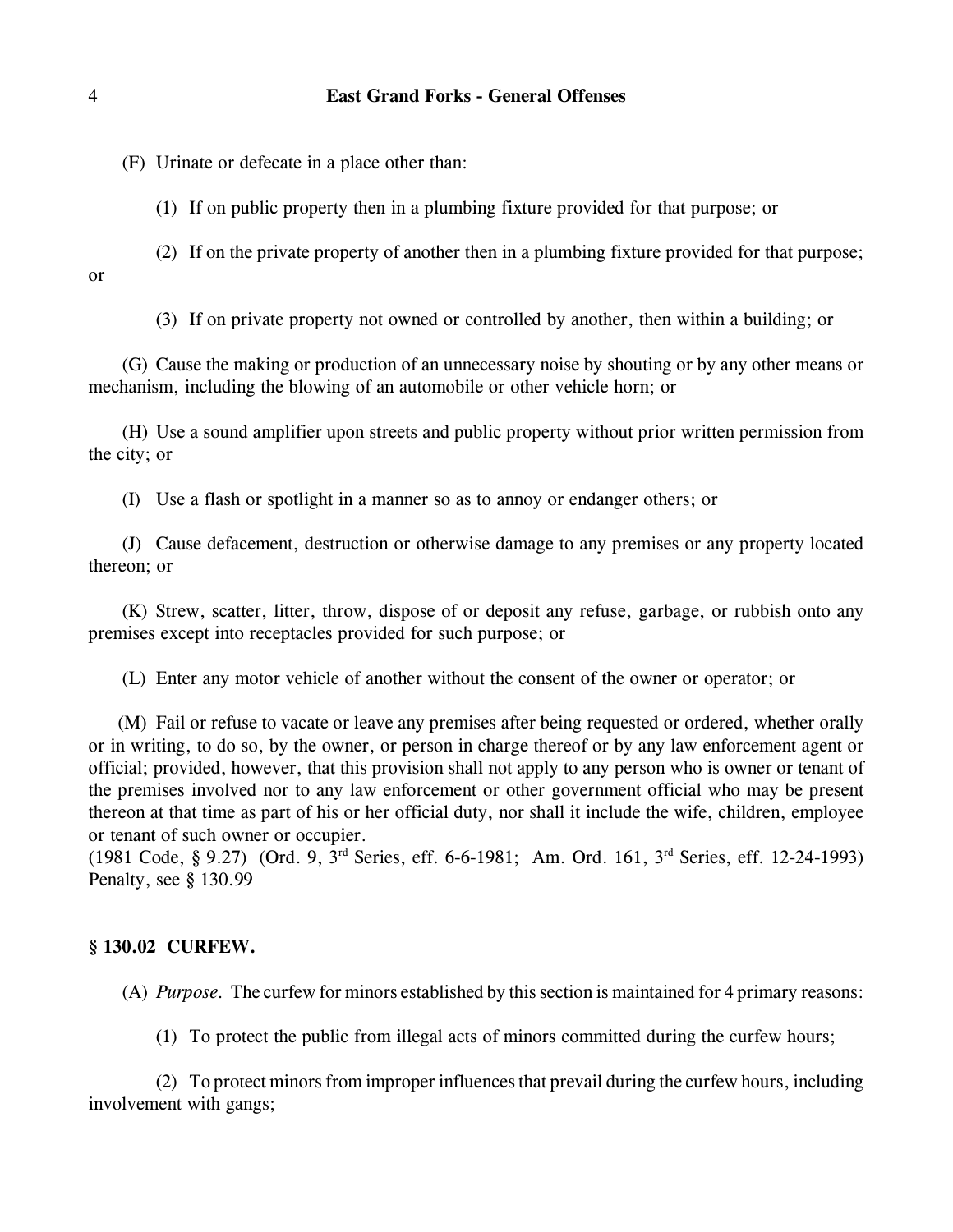(F) Urinate or defecate in a place other than:

(1) If on public property then in a plumbing fixture provided for that purpose; or

(2) If on the private property of another then in a plumbing fixture provided for that purpose; or

(3) If on private property not owned or controlled by another, then within a building; or

(G) Cause the making or production of an unnecessary noise by shouting or by any other means or mechanism, including the blowing of an automobile or other vehicle horn; or

(H) Use a sound amplifier upon streets and public property without prior written permission from the city; or

(I) Use a flash or spotlight in a manner so as to annoy or endanger others; or

(J) Cause defacement, destruction or otherwise damage to any premises or any property located thereon; or

(K) Strew, scatter, litter, throw, dispose of or deposit any refuse, garbage, or rubbish onto any premises except into receptacles provided for such purpose; or

(L) Enter any motor vehicle of another without the consent of the owner or operator; or

(M) Fail or refuse to vacate or leave any premises after being requested or ordered, whether orally or in writing, to do so, by the owner, or person in charge thereof or by any law enforcement agent or official; provided, however, that this provision shall not apply to any person who is owner or tenant of the premises involved nor to any law enforcement or other government official who may be present thereon at that time as part of his or her official duty, nor shall it include the wife, children, employee or tenant of such owner or occupier.
(1981 Code, § 9.27) (Ord. 9, 3rd Series, eff. 6-6-1981; Am. Ord. 161, 3rd Series, eff. 12-24-1993) Penalty, see § 130.99

### § 130.02 CURFEW.

(A) *Purpose*. The curfew for minors established by this section is maintained for 4 primary reasons:

(1) To protect the public from illegal acts of minors committed during the curfew hours;

(2) To protect minors from improper influences that prevail during the curfew hours, including involvement with gangs;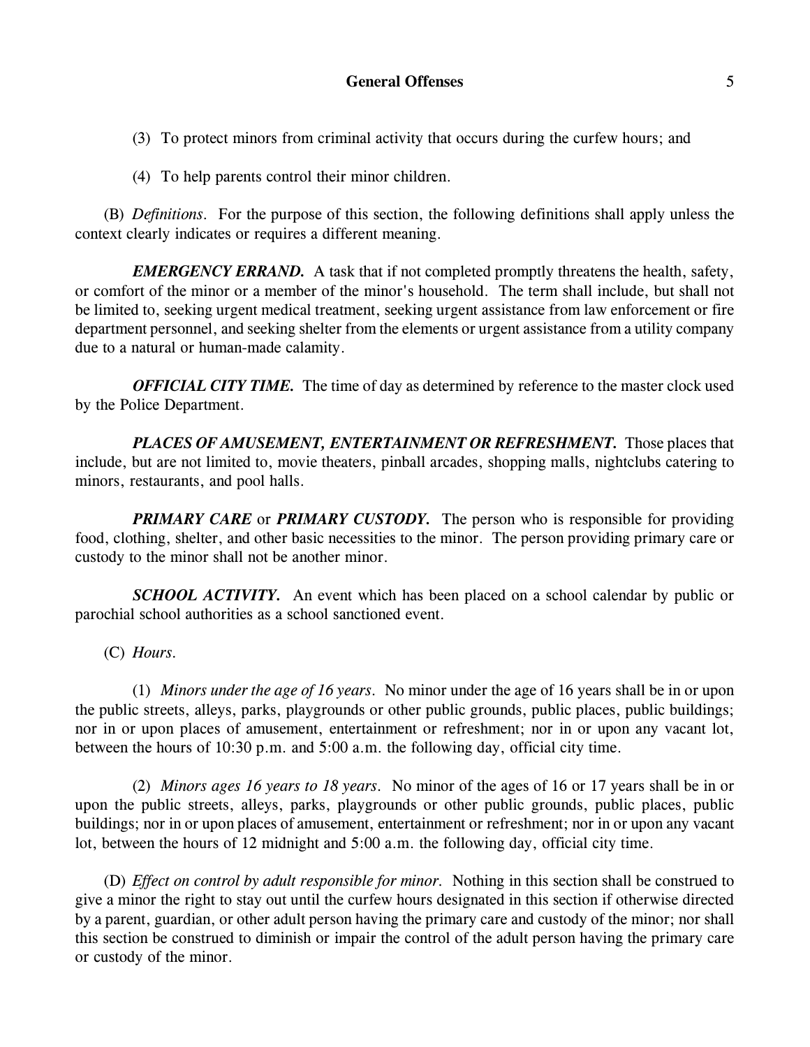(3) To protect minors from criminal activity that occurs during the curfew hours; and

(4) To help parents control their minor children.

(B) *Definitions*. For the purpose of this section, the following definitions shall apply unless the context clearly indicates or requires a different meaning.

***EMERGENCY ERRAND.*** A task that if not completed promptly threatens the health, safety, or comfort of the minor or a member of the minor's household. The term shall include, but shall not be limited to, seeking urgent medical treatment, seeking urgent assistance from law enforcement or fire department personnel, and seeking shelter from the elements or urgent assistance from a utility company due to a natural or human-made calamity.

***OFFICIAL CITY TIME.*** The time of day as determined by reference to the master clock used by the Police Department.

***PLACES OF AMUSEMENT, ENTERTAINMENT OR REFRESHMENT.*** Those places that include, but are not limited to, movie theaters, pinball arcades, shopping malls, nightclubs catering to minors, restaurants, and pool halls.

***PRIMARY CARE*** or ***PRIMARY CUSTODY.*** The person who is responsible for providing food, clothing, shelter, and other basic necessities to the minor. The person providing primary care or custody to the minor shall not be another minor.

***SCHOOL ACTIVITY.*** An event which has been placed on a school calendar by public or parochial school authorities as a school sanctioned event.

(C) *Hours*.

(1) *Minors under the age of 16 years*. No minor under the age of 16 years shall be in or upon the public streets, alleys, parks, playgrounds or other public grounds, public places, public buildings; nor in or upon places of amusement, entertainment or refreshment; nor in or upon any vacant lot, between the hours of 10:30 p.m. and 5:00 a.m. the following day, official city time.

(2) *Minors ages 16 years to 18 years*. No minor of the ages of 16 or 17 years shall be in or upon the public streets, alleys, parks, playgrounds or other public grounds, public places, public buildings; nor in or upon places of amusement, entertainment or refreshment; nor in or upon any vacant lot, between the hours of 12 midnight and 5:00 a.m. the following day, official city time.

(D) *Effect on control by adult responsible for minor*. Nothing in this section shall be construed to give a minor the right to stay out until the curfew hours designated in this section if otherwise directed by a parent, guardian, or other adult person having the primary care and custody of the minor; nor shall this section be construed to diminish or impair the control of the adult person having the primary care or custody of the minor.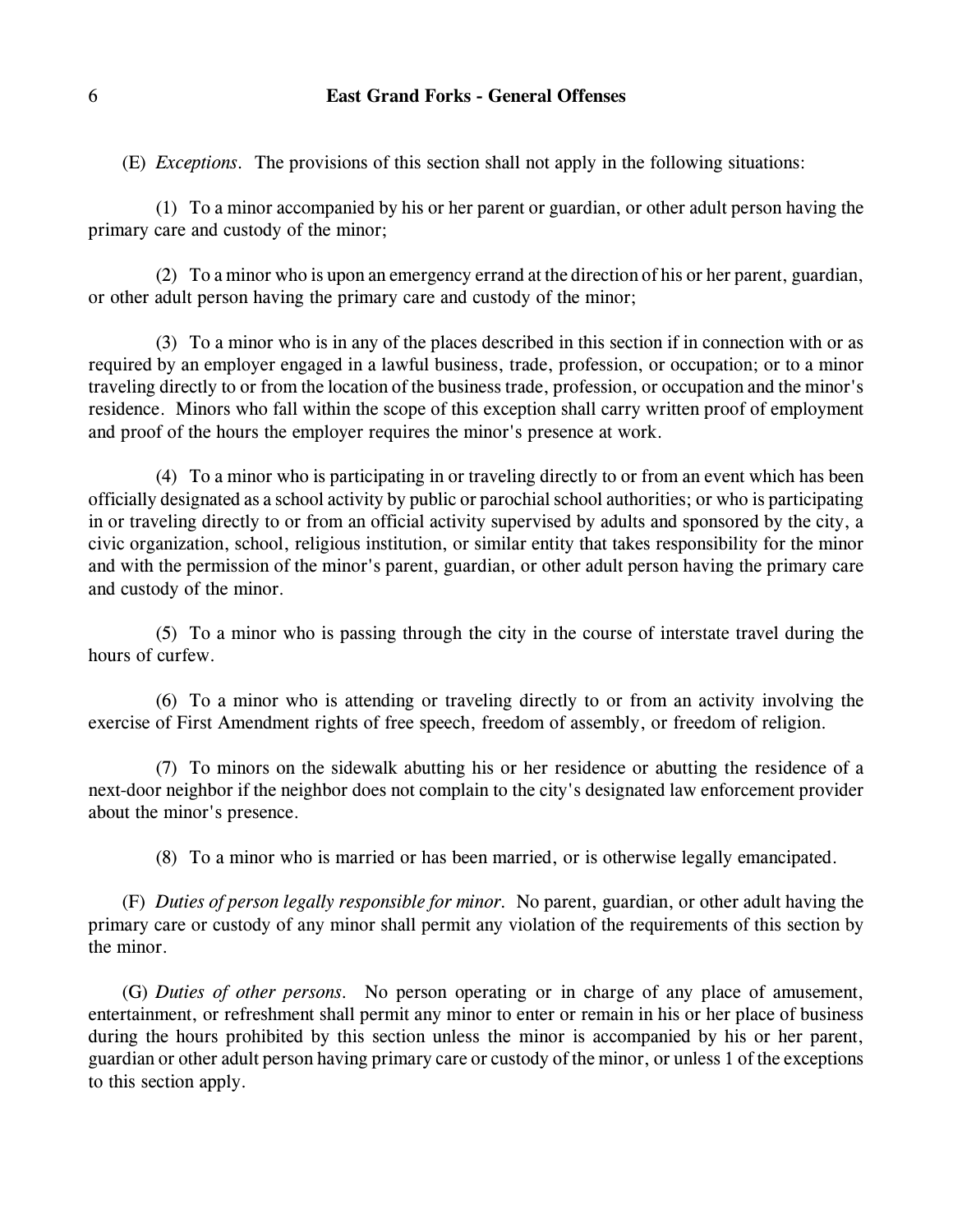(E) *Exceptions*. The provisions of this section shall not apply in the following situations:

(1) To a minor accompanied by his or her parent or guardian, or other adult person having the primary care and custody of the minor;

(2) To a minor who is upon an emergency errand at the direction of his or her parent, guardian, or other adult person having the primary care and custody of the minor;

(3) To a minor who is in any of the places described in this section if in connection with or as required by an employer engaged in a lawful business, trade, profession, or occupation; or to a minor traveling directly to or from the location of the business trade, profession, or occupation and the minor's residence. Minors who fall within the scope of this exception shall carry written proof of employment and proof of the hours the employer requires the minor's presence at work.

(4) To a minor who is participating in or traveling directly to or from an event which has been officially designated as a school activity by public or parochial school authorities; or who is participating in or traveling directly to or from an official activity supervised by adults and sponsored by the city, a civic organization, school, religious institution, or similar entity that takes responsibility for the minor and with the permission of the minor's parent, guardian, or other adult person having the primary care and custody of the minor.

(5) To a minor who is passing through the city in the course of interstate travel during the hours of curfew.

(6) To a minor who is attending or traveling directly to or from an activity involving the exercise of First Amendment rights of free speech, freedom of assembly, or freedom of religion.

(7) To minors on the sidewalk abutting his or her residence or abutting the residence of a next-door neighbor if the neighbor does not complain to the city's designated law enforcement provider about the minor's presence.

(8) To a minor who is married or has been married, or is otherwise legally emancipated.

(F) *Duties of person legally responsible for minor*. No parent, guardian, or other adult having the primary care or custody of any minor shall permit any violation of the requirements of this section by the minor.

(G) *Duties of other persons*. No person operating or in charge of any place of amusement, entertainment, or refreshment shall permit any minor to enter or remain in his or her place of business during the hours prohibited by this section unless the minor is accompanied by his or her parent, guardian or other adult person having primary care or custody of the minor, or unless 1 of the exceptions to this section apply.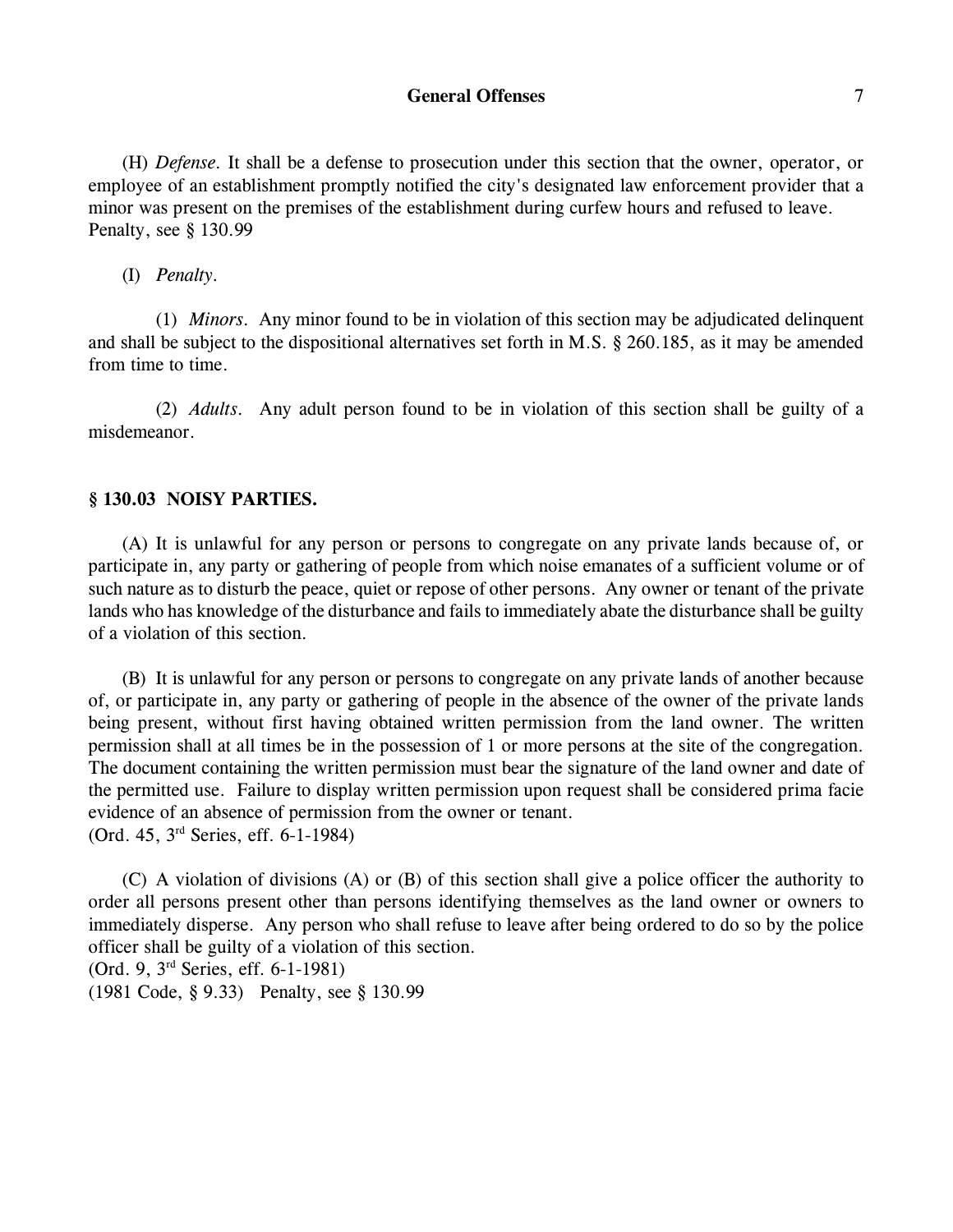(H) *Defense*. It shall be a defense to prosecution under this section that the owner, operator, or employee of an establishment promptly notified the city's designated law enforcement provider that a minor was present on the premises of the establishment during curfew hours and refused to leave.
Penalty, see § 130.99

(I) *Penalty*.

(1) *Minors*. Any minor found to be in violation of this section may be adjudicated delinquent and shall be subject to the dispositional alternatives set forth in M.S. § 260.185, as it may be amended from time to time.

(2) *Adults*. Any adult person found to be in violation of this section shall be guilty of a misdemeanor.

## § 130.03 NOISY PARTIES.

(A) It is unlawful for any person or persons to congregate on any private lands because of, or participate in, any party or gathering of people from which noise emanates of a sufficient volume or of such nature as to disturb the peace, quiet or repose of other persons. Any owner or tenant of the private lands who has knowledge of the disturbance and fails to immediately abate the disturbance shall be guilty of a violation of this section.

(B) It is unlawful for any person or persons to congregate on any private lands of another because of, or participate in, any party or gathering of people in the absence of the owner of the private lands being present, without first having obtained written permission from the land owner. The written permission shall at all times be in the possession of 1 or more persons at the site of the congregation. The document containing the written permission must bear the signature of the land owner and date of the permitted use. Failure to display written permission upon request shall be considered prima facie evidence of an absence of permission from the owner or tenant.
(Ord. 45, 3rd Series, eff. 6-1-1984)

(C) A violation of divisions (A) or (B) of this section shall give a police officer the authority to order all persons present other than persons identifying themselves as the land owner or owners to immediately disperse. Any person who shall refuse to leave after being ordered to do so by the police officer shall be guilty of a violation of this section.
(Ord. 9, 3rd Series, eff. 6-1-1981)
(1981 Code, § 9.33) Penalty, see § 130.99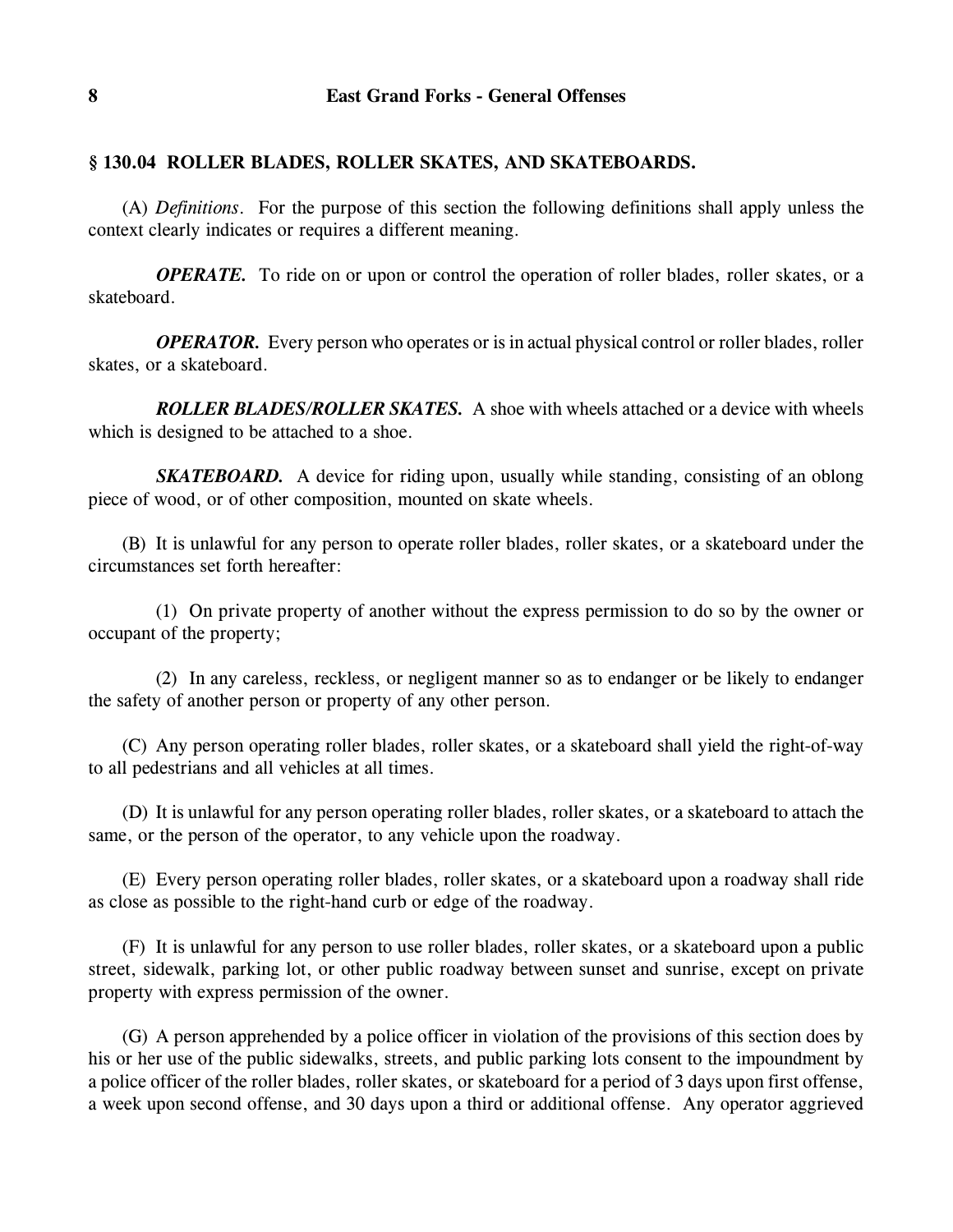## § 130.04 ROLLER BLADES, ROLLER SKATES, AND SKATEBOARDS.

(A) *Definitions*. For the purpose of this section the following definitions shall apply unless the context clearly indicates or requires a different meaning.

***OPERATE.*** To ride on or upon or control the operation of roller blades, roller skates, or a skateboard.

***OPERATOR.*** Every person who operates or is in actual physical control or roller blades, roller skates, or a skateboard.

***ROLLER BLADES/ROLLER SKATES.*** A shoe with wheels attached or a device with wheels which is designed to be attached to a shoe.

***SKATEBOARD.*** A device for riding upon, usually while standing, consisting of an oblong piece of wood, or of other composition, mounted on skate wheels.

(B) It is unlawful for any person to operate roller blades, roller skates, or a skateboard under the circumstances set forth hereafter:

(1) On private property of another without the express permission to do so by the owner or occupant of the property;

(2) In any careless, reckless, or negligent manner so as to endanger or be likely to endanger the safety of another person or property of any other person.

(C) Any person operating roller blades, roller skates, or a skateboard shall yield the right-of-way to all pedestrians and all vehicles at all times.

(D) It is unlawful for any person operating roller blades, roller skates, or a skateboard to attach the same, or the person of the operator, to any vehicle upon the roadway.

(E) Every person operating roller blades, roller skates, or a skateboard upon a roadway shall ride as close as possible to the right-hand curb or edge of the roadway.

(F) It is unlawful for any person to use roller blades, roller skates, or a skateboard upon a public street, sidewalk, parking lot, or other public roadway between sunset and sunrise, except on private property with express permission of the owner.

(G) A person apprehended by a police officer in violation of the provisions of this section does by his or her use of the public sidewalks, streets, and public parking lots consent to the impoundment by a police officer of the roller blades, roller skates, or skateboard for a period of 3 days upon first offense, a week upon second offense, and 30 days upon a third or additional offense. Any operator aggrieved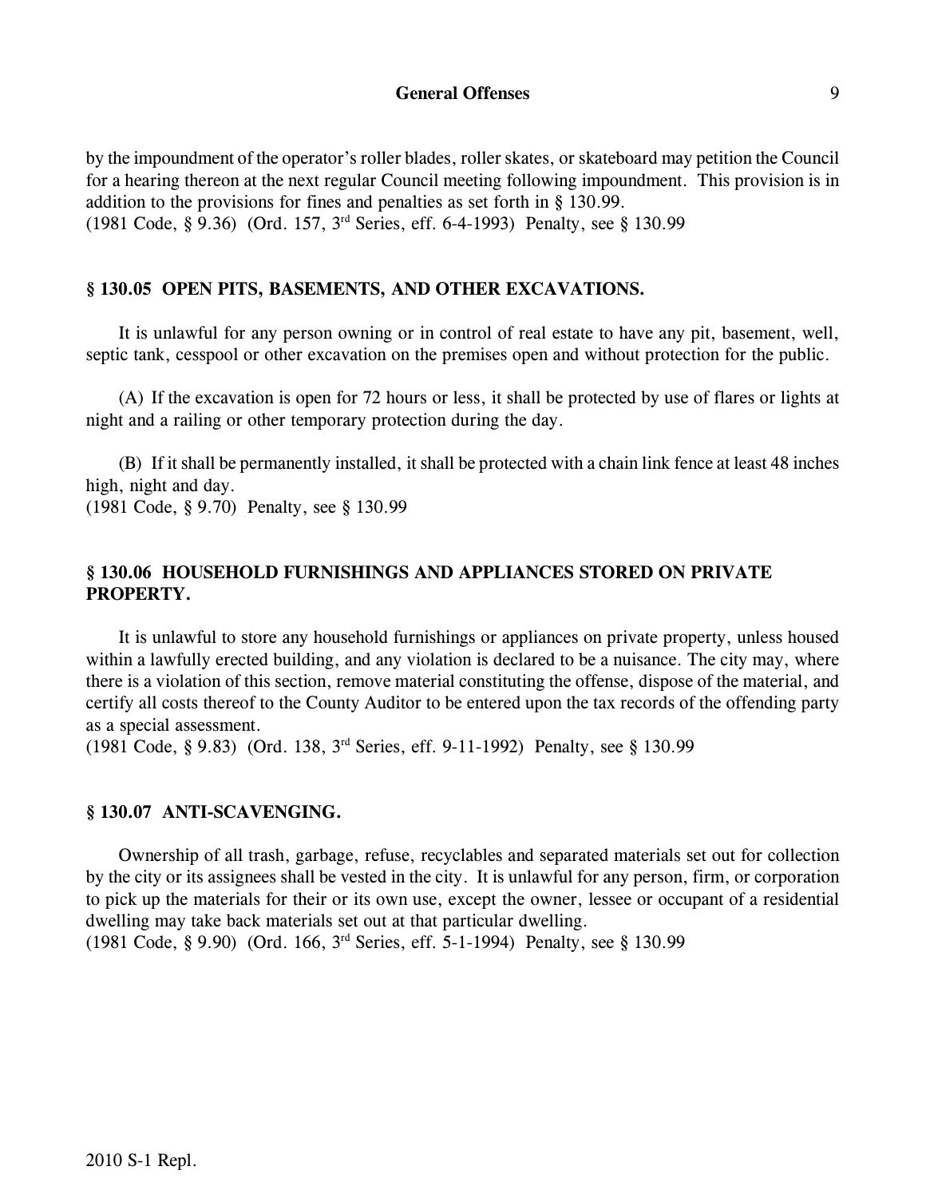by the impoundment of the operator's roller blades, roller skates, or skateboard may petition the Council for a hearing thereon at the next regular Council meeting following impoundment. This provision is in addition to the provisions for fines and penalties as set forth in § 130.99.
(1981 Code, § 9.36) (Ord. 157, 3rd Series, eff. 6-4-1993) Penalty, see § 130.99

### § 130.05 OPEN PITS, BASEMENTS, AND OTHER EXCAVATIONS.

It is unlawful for any person owning or in control of real estate to have any pit, basement, well, septic tank, cesspool or other excavation on the premises open and without protection for the public.

(A) If the excavation is open for 72 hours or less, it shall be protected by use of flares or lights at night and a railing or other temporary protection during the day.

(B) If it shall be permanently installed, it shall be protected with a chain link fence at least 48 inches high, night and day.
(1981 Code, § 9.70) Penalty, see § 130.99

### § 130.06 HOUSEHOLD FURNISHINGS AND APPLIANCES STORED ON PRIVATE PROPERTY.

It is unlawful to store any household furnishings or appliances on private property, unless housed within a lawfully erected building, and any violation is declared to be a nuisance. The city may, where there is a violation of this section, remove material constituting the offense, dispose of the material, and certify all costs thereof to the County Auditor to be entered upon the tax records of the offending party as a special assessment.
(1981 Code, § 9.83) (Ord. 138, 3rd Series, eff. 9-11-1992) Penalty, see § 130.99

### § 130.07 ANTI-SCAVENGING.

Ownership of all trash, garbage, refuse, recyclables and separated materials set out for collection by the city or its assignees shall be vested in the city. It is unlawful for any person, firm, or corporation to pick up the materials for their or its own use, except the owner, lessee or occupant of a residential dwelling may take back materials set out at that particular dwelling.
(1981 Code, § 9.90) (Ord. 166, 3rd Series, eff. 5-1-1994) Penalty, see § 130.99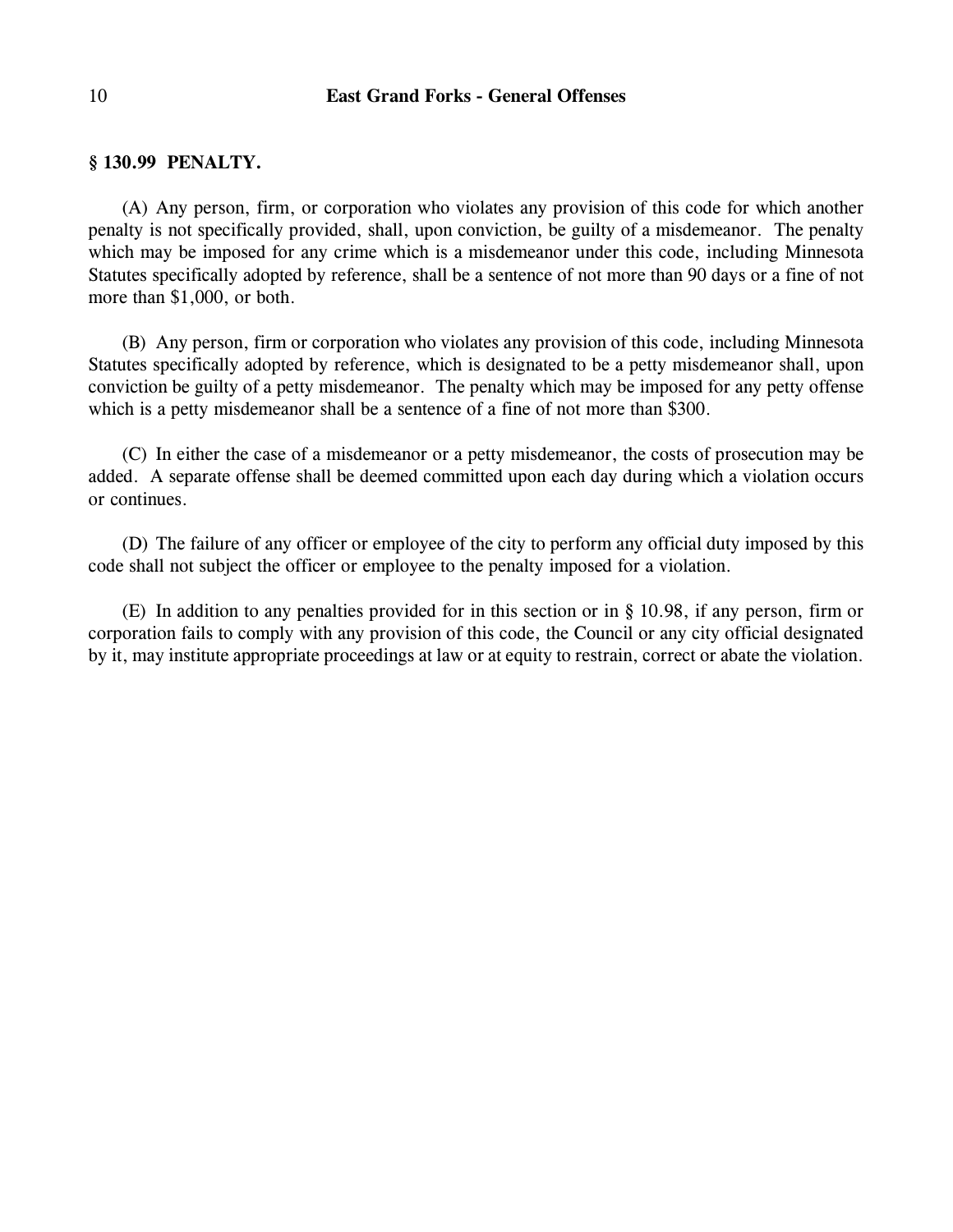## § 130.99 PENALTY.

(A) Any person, firm, or corporation who violates any provision of this code for which another penalty is not specifically provided, shall, upon conviction, be guilty of a misdemeanor. The penalty which may be imposed for any crime which is a misdemeanor under this code, including Minnesota Statutes specifically adopted by reference, shall be a sentence of not more than 90 days or a fine of not more than $1,000, or both.

(B) Any person, firm or corporation who violates any provision of this code, including Minnesota Statutes specifically adopted by reference, which is designated to be a petty misdemeanor shall, upon conviction be guilty of a petty misdemeanor. The penalty which may be imposed for any petty offense which is a petty misdemeanor shall be a sentence of a fine of not more than $300.

(C) In either the case of a misdemeanor or a petty misdemeanor, the costs of prosecution may be added. A separate offense shall be deemed committed upon each day during which a violation occurs or continues.

(D) The failure of any officer or employee of the city to perform any official duty imposed by this code shall not subject the officer or employee to the penalty imposed for a violation.

(E) In addition to any penalties provided for in this section or in § 10.98, if any person, firm or corporation fails to comply with any provision of this code, the Council or any city official designated by it, may institute appropriate proceedings at law or at equity to restrain, correct or abate the violation.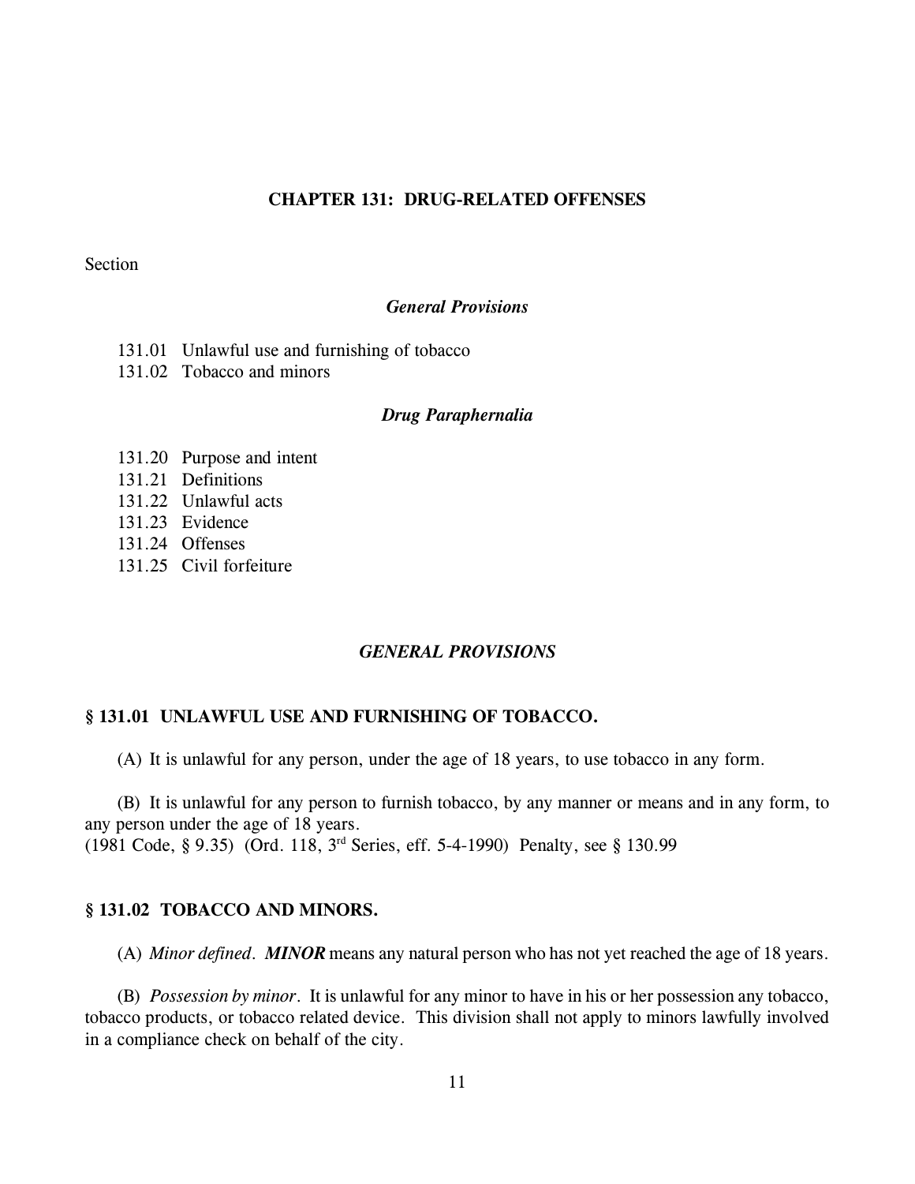# CHAPTER 131: DRUG-RELATED OFFENSES

Section

### *General Provisions*

131.01 Unlawful use and furnishing of tobacco
131.02 Tobacco and minors

### *Drug Paraphernalia*

131.20 Purpose and intent
131.21 Definitions
131.22 Unlawful acts
131.23 Evidence
131.24 Offenses
131.25 Civil forfeiture

## *GENERAL PROVISIONS*

### § 131.01 UNLAWFUL USE AND FURNISHING OF TOBACCO.

(A) It is unlawful for any person, under the age of 18 years, to use tobacco in any form.

(B) It is unlawful for any person to furnish tobacco, by any manner or means and in any form, to any person under the age of 18 years.
(1981 Code, § 9.35) (Ord. 118, 3rd Series, eff. 5-4-1990) Penalty, see § 130.99

### § 131.02 TOBACCO AND MINORS.

(A) *Minor defined*. ***MINOR*** means any natural person who has not yet reached the age of 18 years.

(B) *Possession by minor*. It is unlawful for any minor to have in his or her possession any tobacco, tobacco products, or tobacco related device. This division shall not apply to minors lawfully involved in a compliance check on behalf of the city.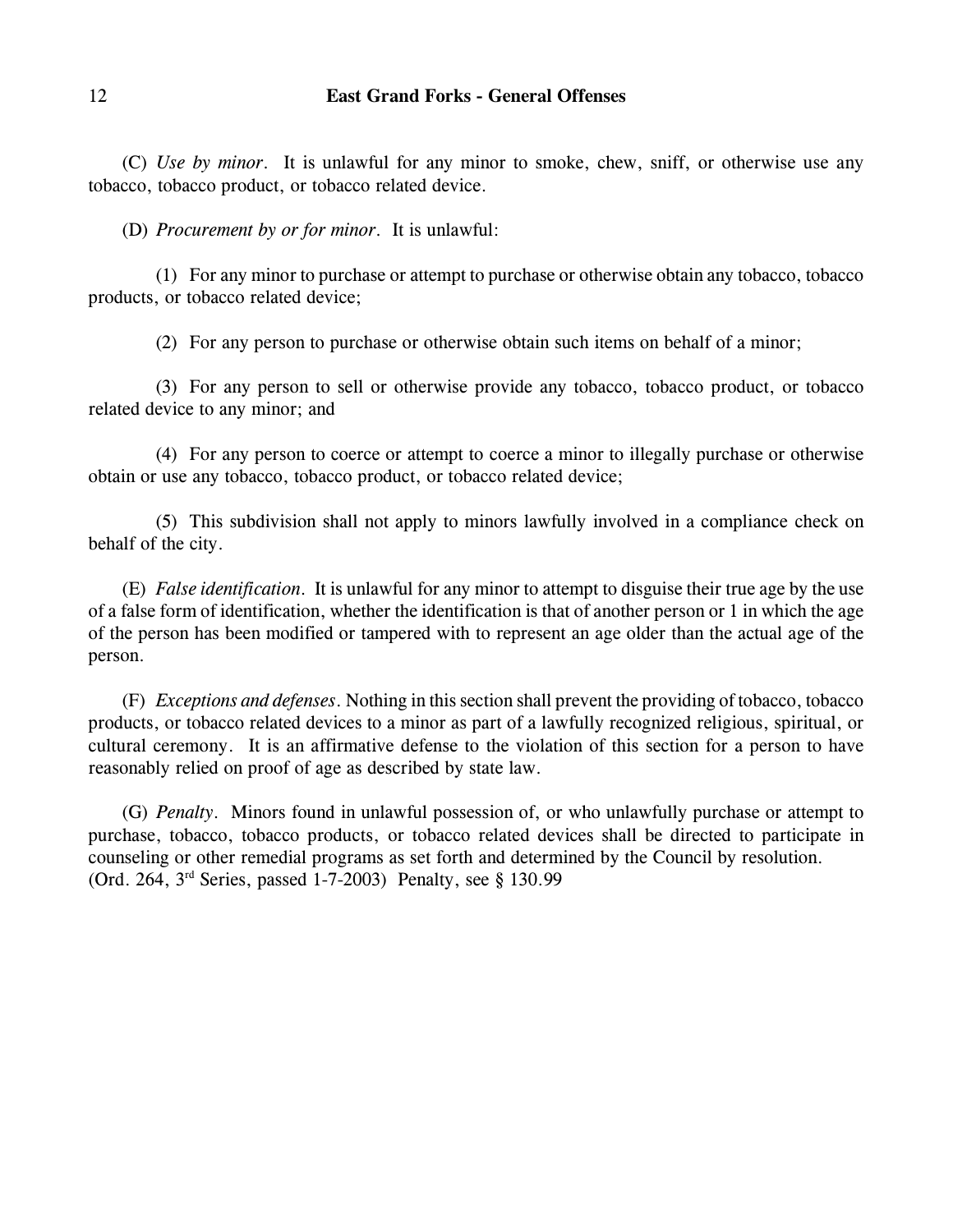(C) *Use by minor*. It is unlawful for any minor to smoke, chew, sniff, or otherwise use any tobacco, tobacco product, or tobacco related device.

(D) *Procurement by or for minor*. It is unlawful:

(1) For any minor to purchase or attempt to purchase or otherwise obtain any tobacco, tobacco products, or tobacco related device;

(2) For any person to purchase or otherwise obtain such items on behalf of a minor;

(3) For any person to sell or otherwise provide any tobacco, tobacco product, or tobacco related device to any minor; and

(4) For any person to coerce or attempt to coerce a minor to illegally purchase or otherwise obtain or use any tobacco, tobacco product, or tobacco related device;

(5) This subdivision shall not apply to minors lawfully involved in a compliance check on behalf of the city.

(E) *False identification*. It is unlawful for any minor to attempt to disguise their true age by the use of a false form of identification, whether the identification is that of another person or 1 in which the age of the person has been modified or tampered with to represent an age older than the actual age of the person.

(F) *Exceptions and defenses*. Nothing in this section shall prevent the providing of tobacco, tobacco products, or tobacco related devices to a minor as part of a lawfully recognized religious, spiritual, or cultural ceremony. It is an affirmative defense to the violation of this section for a person to have reasonably relied on proof of age as described by state law.

(G) *Penalty*. Minors found in unlawful possession of, or who unlawfully purchase or attempt to purchase, tobacco, tobacco products, or tobacco related devices shall be directed to participate in counseling or other remedial programs as set forth and determined by the Council by resolution.
(Ord. 264, 3rd Series, passed 1-7-2003) Penalty, see § 130.99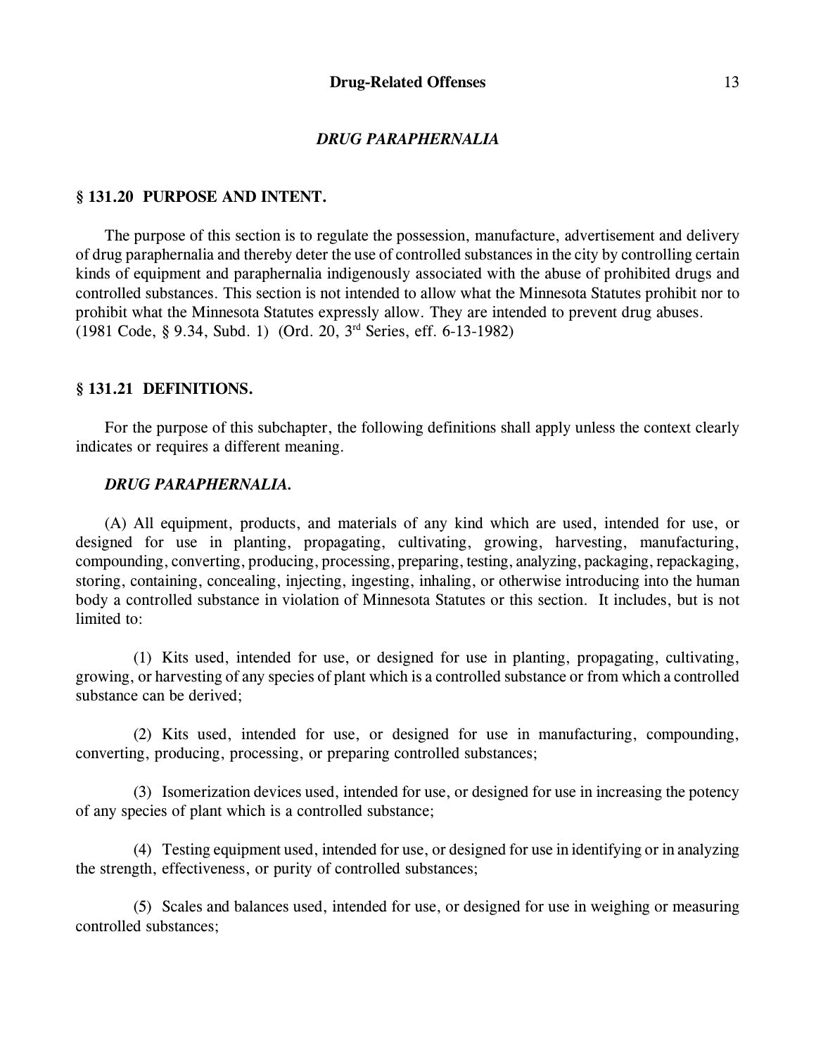### *DRUG PARAPHERNALIA*

## § 131.20 PURPOSE AND INTENT.

The purpose of this section is to regulate the possession, manufacture, advertisement and delivery of drug paraphernalia and thereby deter the use of controlled substances in the city by controlling certain kinds of equipment and paraphernalia indigenously associated with the abuse of prohibited drugs and controlled substances. This section is not intended to allow what the Minnesota Statutes prohibit nor to prohibit what the Minnesota Statutes expressly allow. They are intended to prevent drug abuses.
(1981 Code, § 9.34, Subd. 1) (Ord. 20, 3rd Series, eff. 6-13-1982)

## § 131.21 DEFINITIONS.

For the purpose of this subchapter, the following definitions shall apply unless the context clearly indicates or requires a different meaning.

***DRUG PARAPHERNALIA.***

(A) All equipment, products, and materials of any kind which are used, intended for use, or designed for use in planting, propagating, cultivating, growing, harvesting, manufacturing, compounding, converting, producing, processing, preparing, testing, analyzing, packaging, repackaging, storing, containing, concealing, injecting, ingesting, inhaling, or otherwise introducing into the human body a controlled substance in violation of Minnesota Statutes or this section. It includes, but is not limited to:

(1) Kits used, intended for use, or designed for use in planting, propagating, cultivating, growing, or harvesting of any species of plant which is a controlled substance or from which a controlled substance can be derived;

(2) Kits used, intended for use, or designed for use in manufacturing, compounding, converting, producing, processing, or preparing controlled substances;

(3) Isomerization devices used, intended for use, or designed for use in increasing the potency of any species of plant which is a controlled substance;

(4) Testing equipment used, intended for use, or designed for use in identifying or in analyzing the strength, effectiveness, or purity of controlled substances;

(5) Scales and balances used, intended for use, or designed for use in weighing or measuring controlled substances;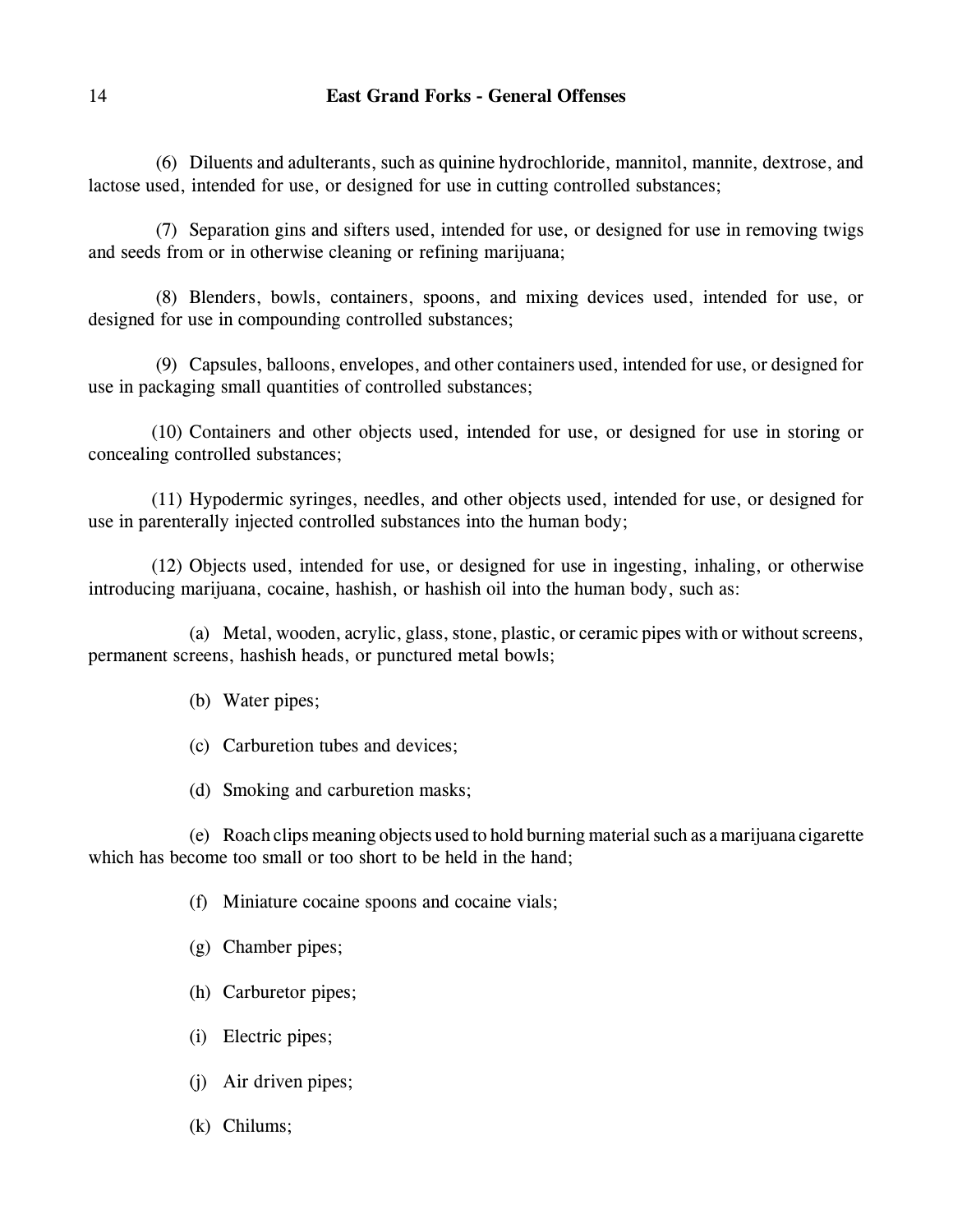(6) Diluents and adulterants, such as quinine hydrochloride, mannitol, mannite, dextrose, and lactose used, intended for use, or designed for use in cutting controlled substances;

(7) Separation gins and sifters used, intended for use, or designed for use in removing twigs and seeds from or in otherwise cleaning or refining marijuana;

(8) Blenders, bowls, containers, spoons, and mixing devices used, intended for use, or designed for use in compounding controlled substances;

(9) Capsules, balloons, envelopes, and other containers used, intended for use, or designed for use in packaging small quantities of controlled substances;

(10) Containers and other objects used, intended for use, or designed for use in storing or concealing controlled substances;

(11) Hypodermic syringes, needles, and other objects used, intended for use, or designed for use in parenterally injected controlled substances into the human body;

(12) Objects used, intended for use, or designed for use in ingesting, inhaling, or otherwise introducing marijuana, cocaine, hashish, or hashish oil into the human body, such as:

(a) Metal, wooden, acrylic, glass, stone, plastic, or ceramic pipes with or without screens, permanent screens, hashish heads, or punctured metal bowls;

(b) Water pipes;

(c) Carburetion tubes and devices;

(d) Smoking and carburetion masks;

(e) Roach clips meaning objects used to hold burning material such as a marijuana cigarette which has become too small or too short to be held in the hand;

(f) Miniature cocaine spoons and cocaine vials;

(g) Chamber pipes;

(h) Carburetor pipes;

(i) Electric pipes;

(j) Air driven pipes;

(k) Chilums;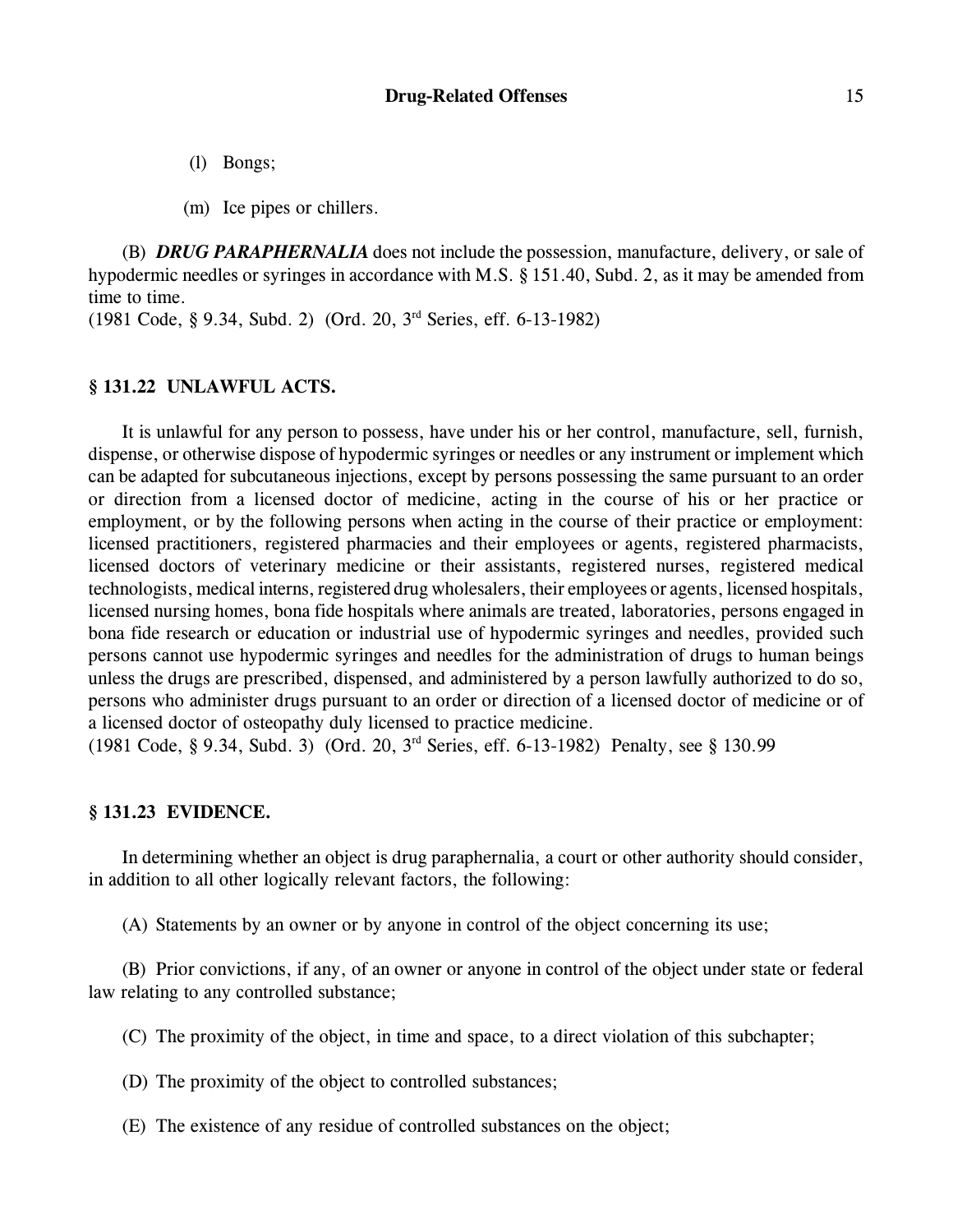(l) Bongs;

(m) Ice pipes or chillers.

(B) ***DRUG PARAPHERNALIA*** does not include the possession, manufacture, delivery, or sale of hypodermic needles or syringes in accordance with M.S. § 151.40, Subd. 2, as it may be amended from time to time.
(1981 Code, § 9.34, Subd. 2) (Ord. 20, 3rd Series, eff. 6-13-1982)

### § 131.22 UNLAWFUL ACTS.

It is unlawful for any person to possess, have under his or her control, manufacture, sell, furnish, dispense, or otherwise dispose of hypodermic syringes or needles or any instrument or implement which can be adapted for subcutaneous injections, except by persons possessing the same pursuant to an order or direction from a licensed doctor of medicine, acting in the course of his or her practice or employment, or by the following persons when acting in the course of their practice or employment: licensed practitioners, registered pharmacies and their employees or agents, registered pharmacists, licensed doctors of veterinary medicine or their assistants, registered nurses, registered medical technologists, medical interns, registered drug wholesalers, their employees or agents, licensed hospitals, licensed nursing homes, bona fide hospitals where animals are treated, laboratories, persons engaged in bona fide research or education or industrial use of hypodermic syringes and needles, provided such persons cannot use hypodermic syringes and needles for the administration of drugs to human beings unless the drugs are prescribed, dispensed, and administered by a person lawfully authorized to do so, persons who administer drugs pursuant to an order or direction of a licensed doctor of medicine or of a licensed doctor of osteopathy duly licensed to practice medicine.
(1981 Code, § 9.34, Subd. 3) (Ord. 20, 3rd Series, eff. 6-13-1982) Penalty, see § 130.99

### § 131.23 EVIDENCE.

In determining whether an object is drug paraphernalia, a court or other authority should consider, in addition to all other logically relevant factors, the following:

(A) Statements by an owner or by anyone in control of the object concerning its use;

(B) Prior convictions, if any, of an owner or anyone in control of the object under state or federal law relating to any controlled substance;

(C) The proximity of the object, in time and space, to a direct violation of this subchapter;

(D) The proximity of the object to controlled substances;

(E) The existence of any residue of controlled substances on the object;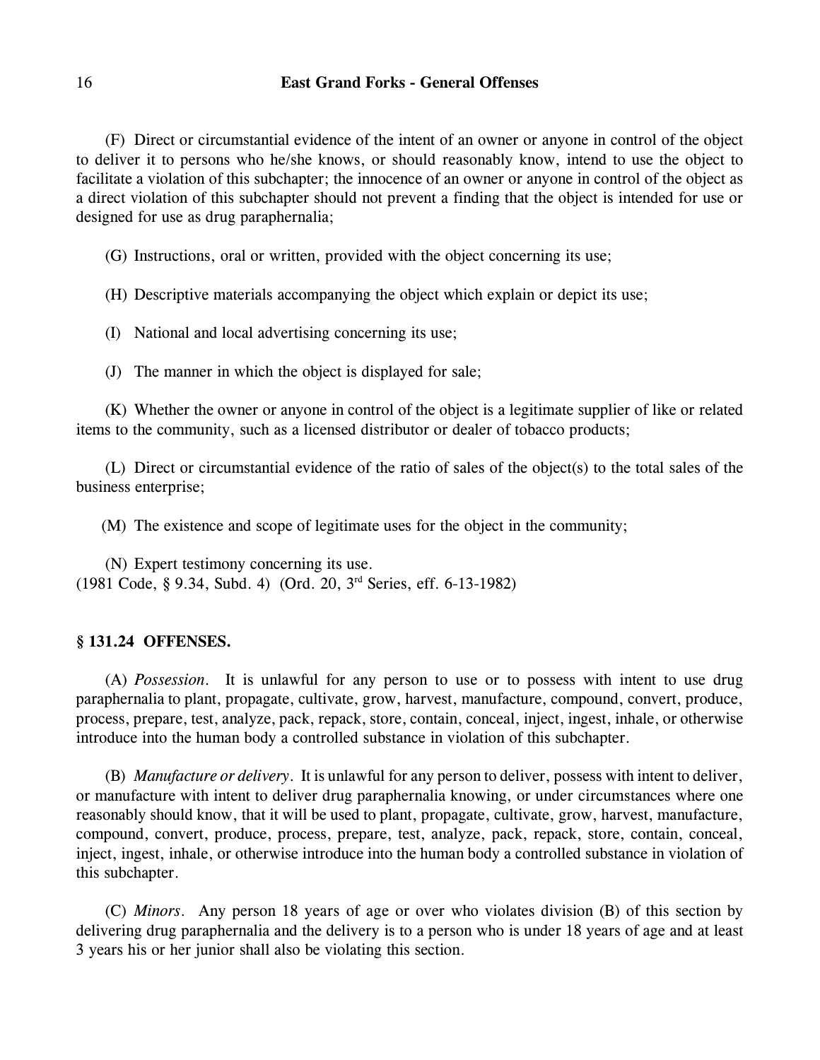(F) Direct or circumstantial evidence of the intent of an owner or anyone in control of the object to deliver it to persons who he/she knows, or should reasonably know, intend to use the object to facilitate a violation of this subchapter; the innocence of an owner or anyone in control of the object as a direct violation of this subchapter should not prevent a finding that the object is intended for use or designed for use as drug paraphernalia;

(G) Instructions, oral or written, provided with the object concerning its use;

(H) Descriptive materials accompanying the object which explain or depict its use;

(I) National and local advertising concerning its use;

(J) The manner in which the object is displayed for sale;

(K) Whether the owner or anyone in control of the object is a legitimate supplier of like or related items to the community, such as a licensed distributor or dealer of tobacco products;

(L) Direct or circumstantial evidence of the ratio of sales of the object(s) to the total sales of the business enterprise;

(M) The existence and scope of legitimate uses for the object in the community;

(N) Expert testimony concerning its use.
(1981 Code, § 9.34, Subd. 4) (Ord. 20, 3rd Series, eff. 6-13-1982)

### § 131.24 OFFENSES.

(A) *Possession*. It is unlawful for any person to use or to possess with intent to use drug paraphernalia to plant, propagate, cultivate, grow, harvest, manufacture, compound, convert, produce, process, prepare, test, analyze, pack, repack, store, contain, conceal, inject, ingest, inhale, or otherwise introduce into the human body a controlled substance in violation of this subchapter.

(B) *Manufacture or delivery*. It is unlawful for any person to deliver, possess with intent to deliver, or manufacture with intent to deliver drug paraphernalia knowing, or under circumstances where one reasonably should know, that it will be used to plant, propagate, cultivate, grow, harvest, manufacture, compound, convert, produce, process, prepare, test, analyze, pack, repack, store, contain, conceal, inject, ingest, inhale, or otherwise introduce into the human body a controlled substance in violation of this subchapter.

(C) *Minors*. Any person 18 years of age or over who violates division (B) of this section by delivering drug paraphernalia and the delivery is to a person who is under 18 years of age and at least 3 years his or her junior shall also be violating this section.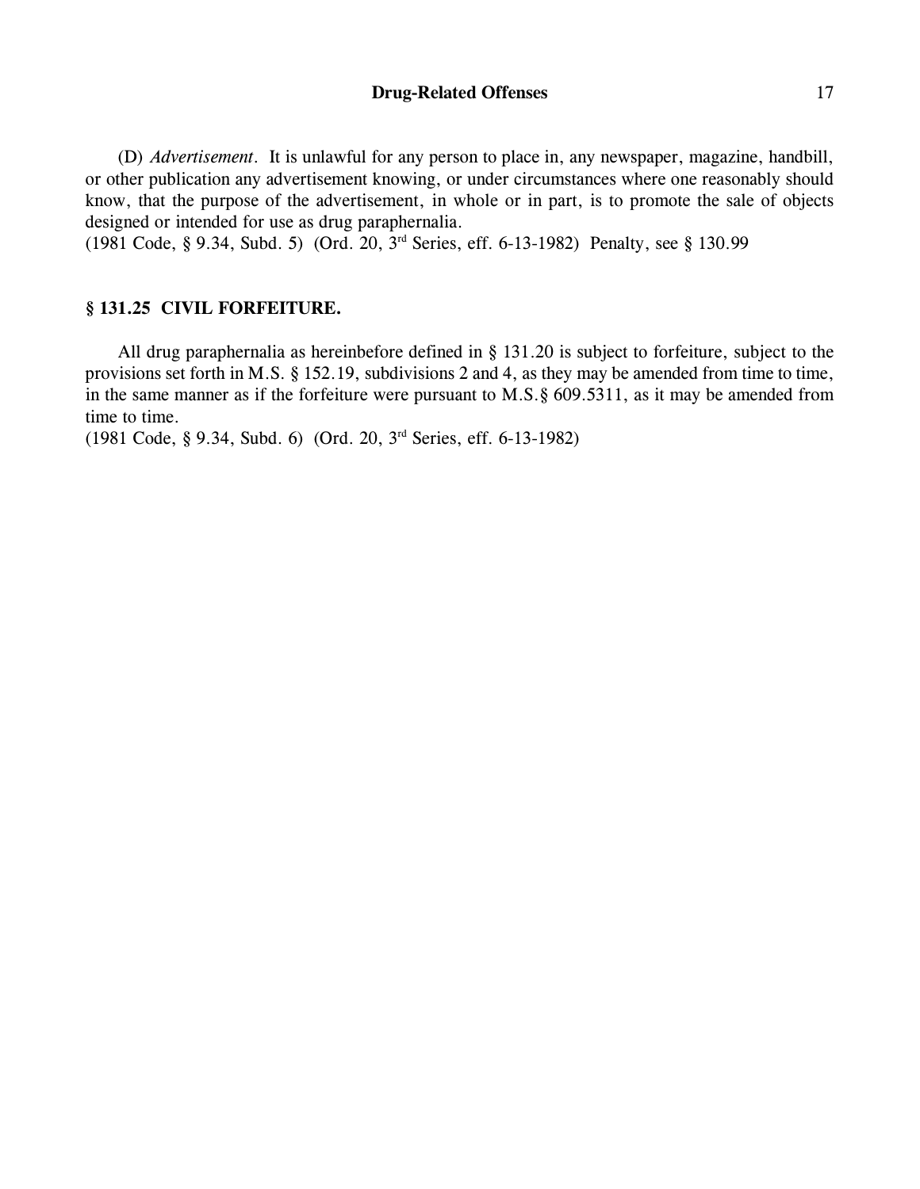(D) *Advertisement*. It is unlawful for any person to place in, any newspaper, magazine, handbill, or other publication any advertisement knowing, or under circumstances where one reasonably should know, that the purpose of the advertisement, in whole or in part, is to promote the sale of objects designed or intended for use as drug paraphernalia.
(1981 Code, § 9.34, Subd. 5) (Ord. 20, 3rd Series, eff. 6-13-1982) Penalty, see § 130.99

### § 131.25 CIVIL FORFEITURE.

All drug paraphernalia as hereinbefore defined in § 131.20 is subject to forfeiture, subject to the provisions set forth in M.S. § 152.19, subdivisions 2 and 4, as they may be amended from time to time, in the same manner as if the forfeiture were pursuant to M.S.§ 609.5311, as it may be amended from time to time.
(1981 Code, § 9.34, Subd. 6) (Ord. 20, 3rd Series, eff. 6-13-1982)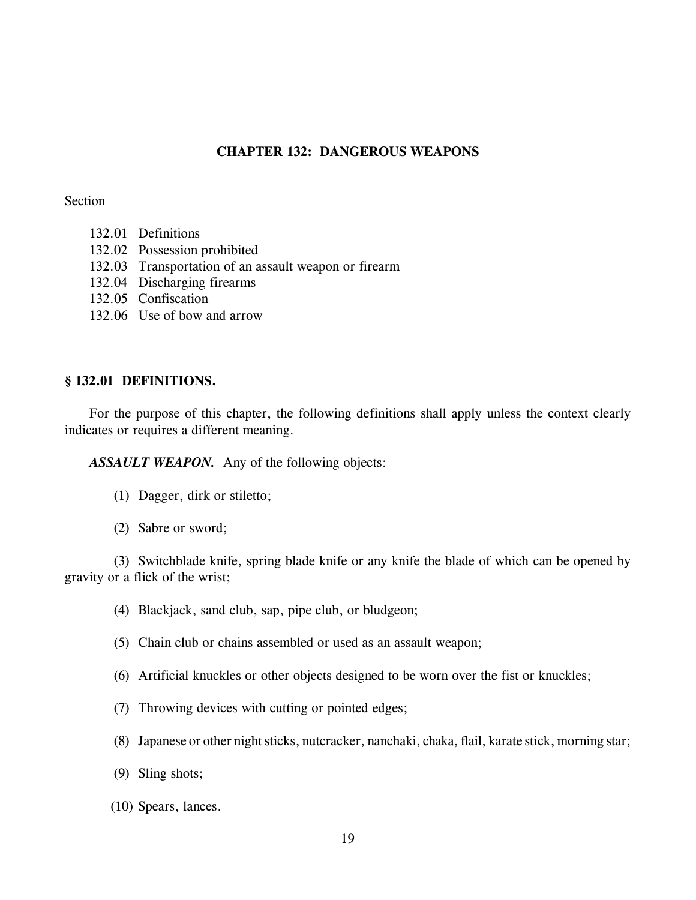## CHAPTER 132: DANGEROUS WEAPONS

Section

132.01 Definitions
132.02 Possession prohibited
132.03 Transportation of an assault weapon or firearm
132.04 Discharging firearms
132.05 Confiscation
132.06 Use of bow and arrow

### § 132.01 DEFINITIONS.

For the purpose of this chapter, the following definitions shall apply unless the context clearly indicates or requires a different meaning.

***ASSAULT WEAPON.*** Any of the following objects:

(1) Dagger, dirk or stiletto;

(2) Sabre or sword;

(3) Switchblade knife, spring blade knife or any knife the blade of which can be opened by gravity or a flick of the wrist;

(4) Blackjack, sand club, sap, pipe club, or bludgeon;

(5) Chain club or chains assembled or used as an assault weapon;

(6) Artificial knuckles or other objects designed to be worn over the fist or knuckles;

(7) Throwing devices with cutting or pointed edges;

(8) Japanese or other night sticks, nutcracker, nanchaki, chaka, flail, karate stick, morning star;

(9) Sling shots;

(10) Spears, lances.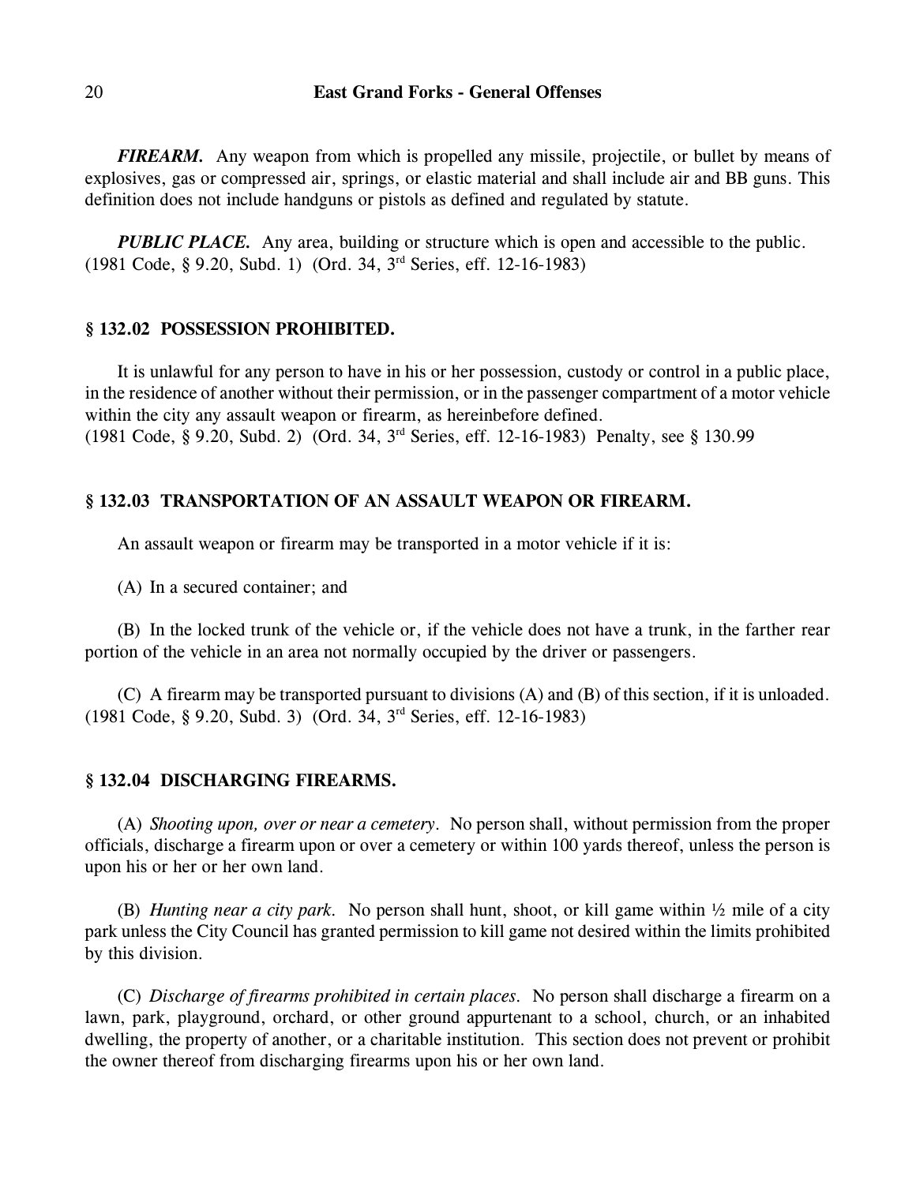***FIREARM.*** Any weapon from which is propelled any missile, projectile, or bullet by means of explosives, gas or compressed air, springs, or elastic material and shall include air and BB guns. This definition does not include handguns or pistols as defined and regulated by statute.

***PUBLIC PLACE.*** Any area, building or structure which is open and accessible to the public.
(1981 Code, § 9.20, Subd. 1) (Ord. 34, 3rd Series, eff. 12-16-1983)

### § 132.02 POSSESSION PROHIBITED.

It is unlawful for any person to have in his or her possession, custody or control in a public place, in the residence of another without their permission, or in the passenger compartment of a motor vehicle within the city any assault weapon or firearm, as hereinbefore defined.
(1981 Code, § 9.20, Subd. 2) (Ord. 34, 3rd Series, eff. 12-16-1983) Penalty, see § 130.99

### § 132.03 TRANSPORTATION OF AN ASSAULT WEAPON OR FIREARM.

An assault weapon or firearm may be transported in a motor vehicle if it is:

(A) In a secured container; and

(B) In the locked trunk of the vehicle or, if the vehicle does not have a trunk, in the farther rear portion of the vehicle in an area not normally occupied by the driver or passengers.

(C) A firearm may be transported pursuant to divisions (A) and (B) of this section, if it is unloaded.
(1981 Code, § 9.20, Subd. 3) (Ord. 34, 3rd Series, eff. 12-16-1983)

### § 132.04 DISCHARGING FIREARMS.

(A) *Shooting upon, over or near a cemetery.* No person shall, without permission from the proper officials, discharge a firearm upon or over a cemetery or within 100 yards thereof, unless the person is upon his or her or her own land.

(B) *Hunting near a city park.* No person shall hunt, shoot, or kill game within ½ mile of a city park unless the City Council has granted permission to kill game not desired within the limits prohibited by this division.

(C) *Discharge of firearms prohibited in certain places.* No person shall discharge a firearm on a lawn, park, playground, orchard, or other ground appurtenant to a school, church, or an inhabited dwelling, the property of another, or a charitable institution. This section does not prevent or prohibit the owner thereof from discharging firearms upon his or her own land.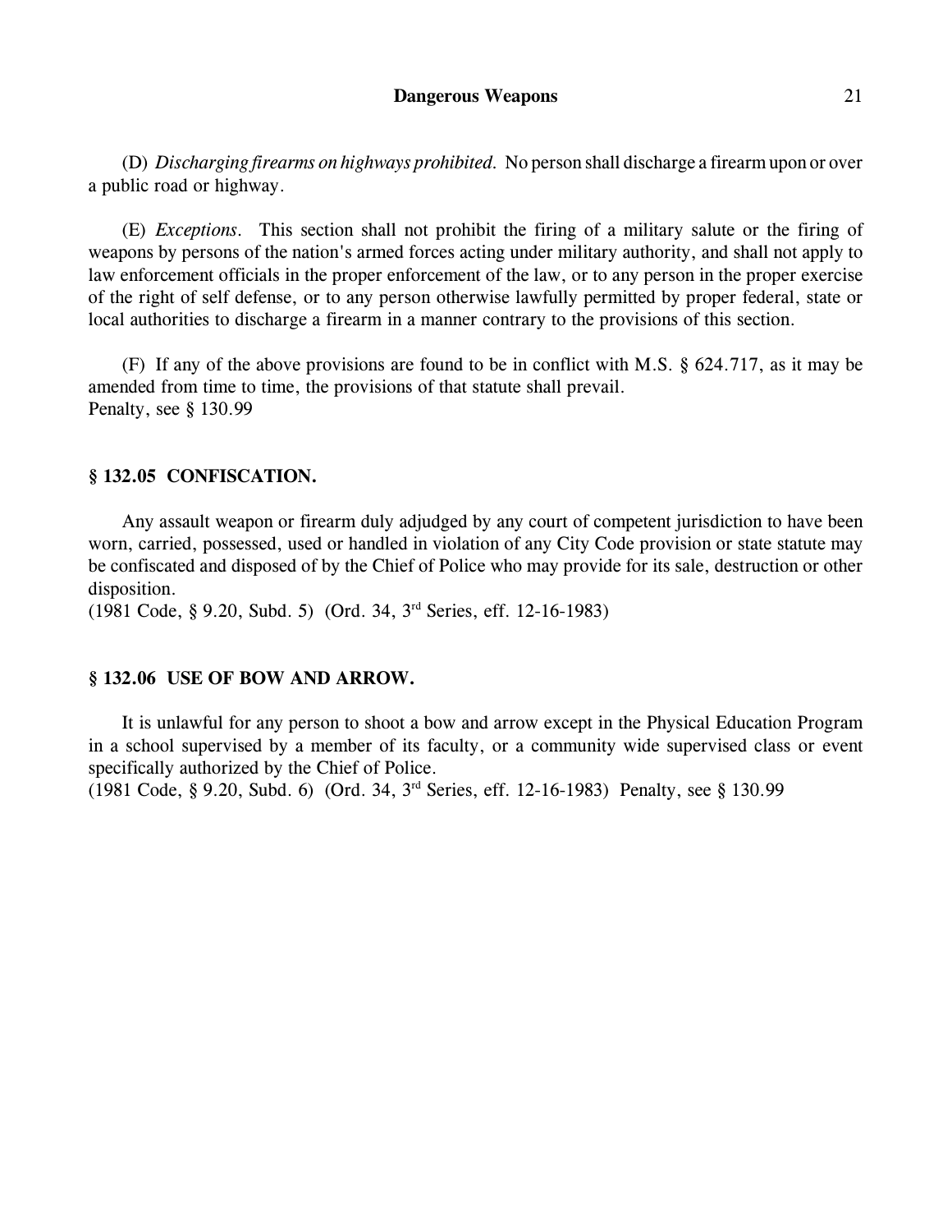(D) *Discharging firearms on highways prohibited.* No person shall discharge a firearm upon or over a public road or highway.

(E) *Exceptions.* This section shall not prohibit the firing of a military salute or the firing of weapons by persons of the nation's armed forces acting under military authority, and shall not apply to law enforcement officials in the proper enforcement of the law, or to any person in the proper exercise of the right of self defense, or to any person otherwise lawfully permitted by proper federal, state or local authorities to discharge a firearm in a manner contrary to the provisions of this section.

(F) If any of the above provisions are found to be in conflict with M.S. § 624.717, as it may be amended from time to time, the provisions of that statute shall prevail.
Penalty, see § 130.99

### § 132.05 CONFISCATION.

Any assault weapon or firearm duly adjudged by any court of competent jurisdiction to have been worn, carried, possessed, used or handled in violation of any City Code provision or state statute may be confiscated and disposed of by the Chief of Police who may provide for its sale, destruction or other disposition.
(1981 Code, § 9.20, Subd. 5) (Ord. 34, 3rd Series, eff. 12-16-1983)

### § 132.06 USE OF BOW AND ARROW.

It is unlawful for any person to shoot a bow and arrow except in the Physical Education Program in a school supervised by a member of its faculty, or a community wide supervised class or event specifically authorized by the Chief of Police.
(1981 Code, § 9.20, Subd. 6) (Ord. 34, 3rd Series, eff. 12-16-1983) Penalty, see § 130.99